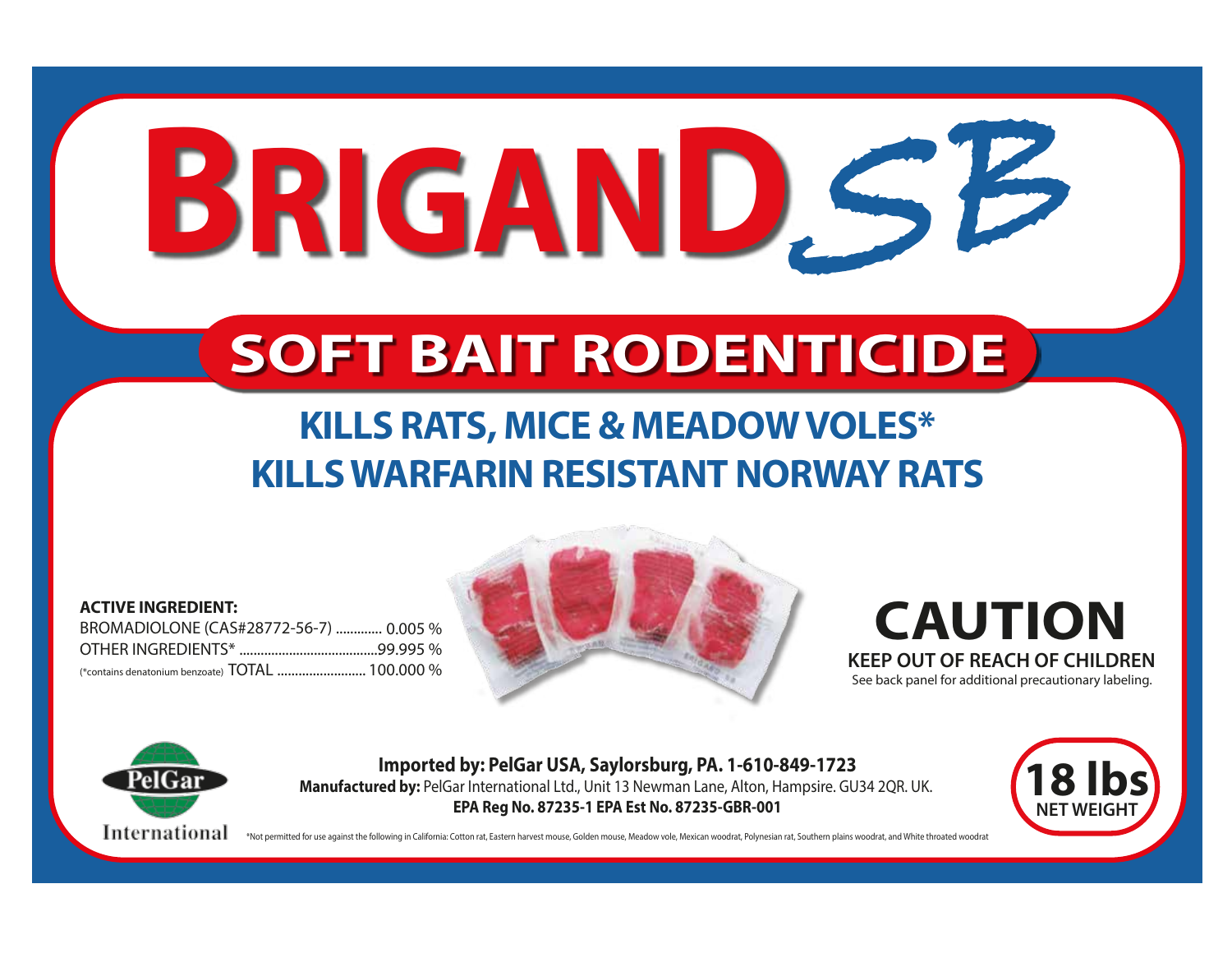# BRIGAND SB

## SOFT BAIT RODENTICIDE

### KILLS RATS, MICE & MEADOW VOLES*
### KILLS WARFARIN RESISTANT NORWAY RATS

**ACTIVE INGREDIENT:**

BROMADIOLONE (CAS#28772-56-7) ............. 0.005 %
OTHER INGREDIENTS* .......................................99.995 %
(*contains denatonium benzoate) TOTAL ......................... 100.000 %

# CAUTION

**KEEP OUT OF REACH OF CHILDREN**

See back panel for additional precautionary labeling.

PelGar International

**Imported by: PelGar USA, Saylorsburg, PA. 1-610-849-1723**
**Manufactured by:** PelGar International Ltd., Unit 13 Newman Lane, Alton, Hampsire. GU34 2QR. UK.
**EPA Reg No. 87235-1 EPA Est No. 87235-GBR-001**

**18 lbs**
**NET WEIGHT**

*Not permitted for use against the following in California: Cotton rat, Eastern harvest mouse, Golden mouse, Meadow vole, Mexican woodrat, Polynesian rat, Southern plains woodrat, and White throated woodrat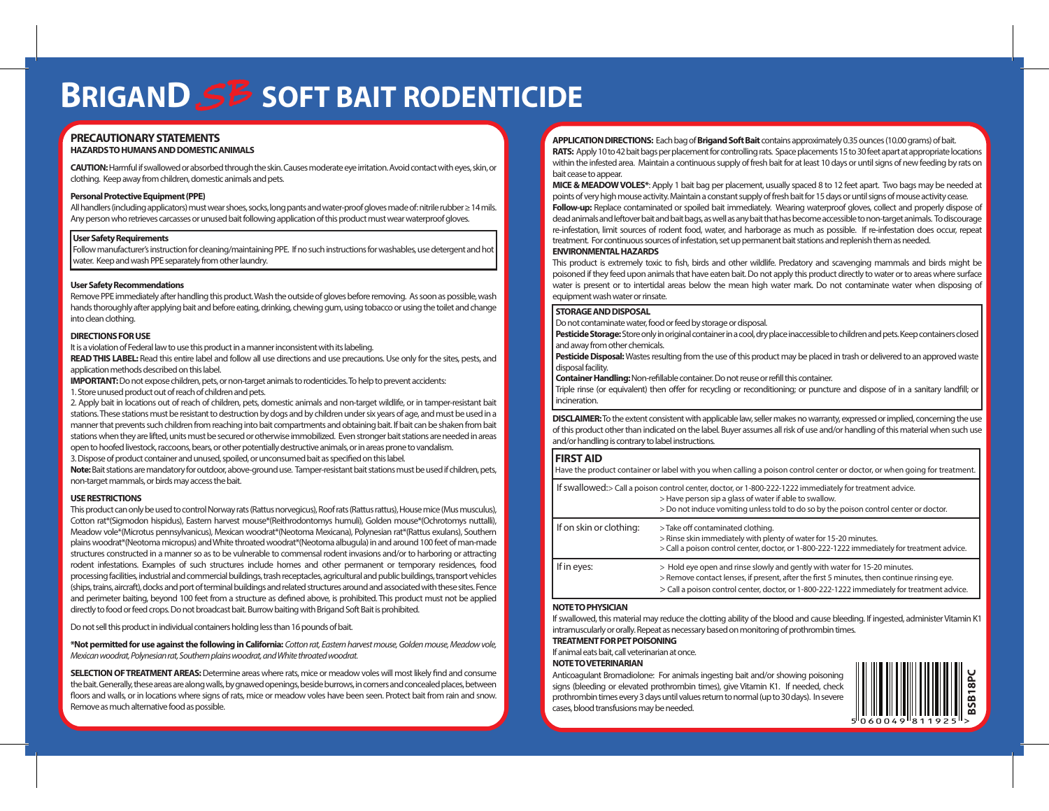# BRIGAND SB SOFT BAIT RODENTICIDE

## PRECAUTIONARY STATEMENTS

### HAZARDS TO HUMANS AND DOMESTIC ANIMALS

**CAUTION:** Harmful if swallowed or absorbed through the skin. Causes moderate eye irritation. Avoid contact with eyes, skin, or clothing. Keep away from children, domestic animals and pets.

**Personal Protective Equipment (PPE)**

All handlers (including applicators) must wear shoes, socks, long pants and water-proof gloves made of: nitrile rubber ≥ 14 mils. Any person who retrieves carcasses or unused bait following application of this product must wear waterproof gloves.

**User Safety Requirements**

Follow manufacturer's instruction for cleaning/maintaining PPE. If no such instructions for washables, use detergent and hot water. Keep and wash PPE separately from other laundry.

**User Safety Recommendations**

Remove PPE immediately after handling this product. Wash the outside of gloves before removing. As soon as possible, wash hands thoroughly after applying bait and before eating, drinking, chewing gum, using tobacco or using the toilet and change into clean clothing.

### DIRECTIONS FOR USE

It is a violation of Federal law to use this product in a manner inconsistent with its labeling.

**READ THIS LABEL:** Read this entire label and follow all use directions and use precautions. Use only for the sites, pests, and application methods described on this label.

**IMPORTANT:** Do not expose children, pets, or non-target animals to rodenticides. To help to prevent accidents:

1. Store unused product out of reach of children and pets.
2. Apply bait in locations out of reach of children, pets, domestic animals and non-target wildlife, or in tamper-resistant bait stations. These stations must be resistant to destruction by dogs and by children under six years of age, and must be used in a manner that prevents such children from reaching into bait compartments and obtaining bait. If bait can be shaken from bait stations when they are lifted, units must be secured or otherwise immobilized. Even stronger bait stations are needed in areas open to hoofed livestock, raccoons, bears, or other potentially destructive animals, or in areas prone to vandalism.
3. Dispose of product container and unused, spoiled, or unconsumed bait as specified on this label.

**Note:** Bait stations are mandatory for outdoor, above-ground use. Tamper-resistant bait stations must be used if children, pets, non-target mammals, or birds may access the bait.

### USE RESTRICTIONS

This product can only be used to control Norway rats (Rattus norvegicus), Roof rats (Rattus rattus), House mice (Mus musculus), Cotton rat*(Sigmodon hispidus), Eastern harvest mouse*(Reithrodontomys humuli), Golden mouse*(Ochrotomys nuttalli), Meadow vole*(Microtus pennsylvanicus), Mexican woodrat*(Neotoma Mexicana), Polynesian rat*(Rattus exulans), Southern plains woodrat*(Neotoma micropus) and White throated woodrat*(Neotoma albugula) in and around 100 feet of man-made structures constructed in a manner so as to be vulnerable to commensal rodent invasions and/or to harboring or attracting rodent infestations. Examples of such structures include homes and other permanent or temporary residences, food processing facilities, industrial and commercial buildings, trash receptacles, agricultural and public buildings, transport vehicles (ships, trains, aircraft), docks and port of terminal buildings and related structures around and associated with these sites. Fence and perimeter baiting, beyond 100 feet from a structure as defined above, is prohibited. This product must not be applied directly to food or feed crops. Do not broadcast bait. Burrow baiting with Brigand Soft Bait is prohibited.

Do not sell this product in individual containers holding less than 16 pounds of bait.

***Not permitted for use against the following in California:** *Cotton rat, Eastern harvest mouse, Golden mouse, Meadow vole, Mexican woodrat, Polynesian rat, Southern plains woodrat, and White throated woodrat.*

**SELECTION OF TREATMENT AREAS:** Determine areas where rats, mice or meadow voles will most likely find and consume the bait. Generally, these areas are along walls, by gnawed openings, beside burrows, in corners and concealed places, between floors and walls, or in locations where signs of rats, mice or meadow voles have been seen. Protect bait from rain and snow. Remove as much alternative food as possible.

**APPLICATION DIRECTIONS:** Each bag of **Brigand Soft Bait** contains approximately 0.35 ounces (10.00 grams) of bait.

**RATS:** Apply 10 to 42 bait bags per placement for controlling rats. Space placements 15 to 30 feet apart at appropriate locations within the infested area. Maintain a continuous supply of fresh bait for at least 10 days or until signs of new feeding by rats on bait cease to appear.

**MICE & MEADOW VOLES***: Apply 1 bait bag per placement, usually spaced 8 to 12 feet apart. Two bags may be needed at points of very high mouse activity. Maintain a constant supply of fresh bait for 15 days or until signs of mouse activity cease.

**Follow-up:** Replace contaminated or spoiled bait immediately. Wearing waterproof gloves, collect and properly dispose of dead animals and leftover bait and bait bags, as well as any bait that has become accessible to non-target animals. To discourage re-infestation, limit sources of rodent food, water, and harborage as much as possible. If re-infestation does occur, repeat treatment. For continuous sources of infestation, set up permanent bait stations and replenish them as needed.

### ENVIRONMENTAL HAZARDS

This product is extremely toxic to fish, birds and other wildlife. Predatory and scavenging mammals and birds might be poisoned if they feed upon animals that have eaten bait. Do not apply this product directly to water or to areas where surface water is present or to intertidal areas below the mean high water mark. Do not contaminate water when disposing of equipment wash water or rinsate.

### STORAGE AND DISPOSAL

Do not contaminate water, food or feed by storage or disposal.

**Pesticide Storage:** Store only in original container in a cool, dry place inaccessible to children and pets. Keep containers closed and away from other chemicals.

**Pesticide Disposal:** Wastes resulting from the use of this product may be placed in trash or delivered to an approved waste disposal facility.

**Container Handling:** Non-refillable container. Do not reuse or refill this container.

Triple rinse (or equivalent) then offer for recycling or reconditioning; or puncture and dispose of in a sanitary landfill; or incineration.

**DISCLAIMER:** To the extent consistent with applicable law, seller makes no warranty, expressed or implied, concerning the use of this product other than indicated on the label. Buyer assumes all risk of use and/or handling of this material when such use and/or handling is contrary to label instructions.

### FIRST AID

Have the product container or label with you when calling a poison control center or doctor, or when going for treatment.

| | |
|---|---|
| If swallowed: | > Call a poison control center, doctor, or 1-800-222-1222 immediately for treatment advice.<br>> Have person sip a glass of water if able to swallow.<br>> Do not induce vomiting unless told to do so by the poison control center or doctor. |
| If on skin or clothing: | > Take off contaminated clothing.<br>> Rinse skin immediately with plenty of water for 15-20 minutes.<br>> Call a poison control center, doctor, or 1-800-222-1222 immediately for treatment advice. |
| If in eyes: | > Hold eye open and rinse slowly and gently with water for 15-20 minutes.<br>> Remove contact lenses, if present, after the first 5 minutes, then continue rinsing eye.<br>> Call a poison control center, doctor, or 1-800-222-1222 immediately for treatment advice. |

### NOTE TO PHYSICIAN

If swallowed, this material may reduce the clotting ability of the blood and cause bleeding. If ingested, administer Vitamin K1 intramuscularly or orally. Repeat as necessary based on monitoring of prothrombin times.

### TREATMENT FOR PET POISONING

If animal eats bait, call veterinarian at once.

### NOTE TO VETERINARIAN

Anticoagulant Bromadiolone: For animals ingesting bait and/or showing poisoning signs (bleeding or elevated prothrombin times), give Vitamin K1. If needed, check prothrombin times every 3 days until values return to normal (up to 30 days). In severe cases, blood transfusions may be needed.

5 060049 811925

BSB18PC